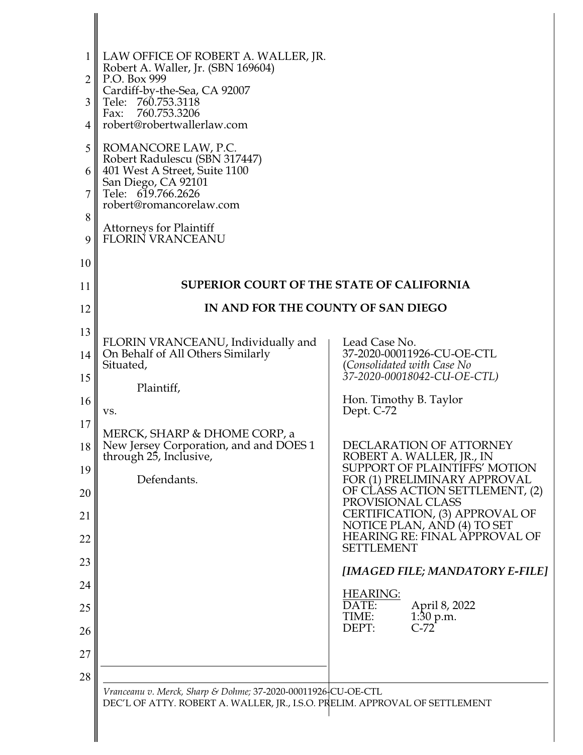LAW OFFICE OF ROBERT A. WALLER, JR.
Robert A. Waller, Jr. (SBN 169604)
P.O. Box 999
Cardiff-by-the-Sea, CA 92007
Tele: 760.753.3118
Fax: 760.753.3206
robert@robertwallerlaw.com

ROMANCORE LAW, P.C.
Robert Radulescu (SBN 317447)
401 West A Street, Suite 1100
San Diego, CA 92101
Tele: 619.766.2626
robert@romancorelaw.com

Attorneys for Plaintiff
FLORIN VRANCEANU

**SUPERIOR COURT OF THE STATE OF CALIFORNIA**

**IN AND FOR THE COUNTY OF SAN DIEGO**

| | |
|---|---|
| FLORIN VRANCEANU, Individually and On Behalf of All Others Similarly Situated,<br><br>Plaintiff,<br><br>vs.<br><br>MERCK, SHARP & DHOME CORP, a New Jersey Corporation, and and DOES 1 through 25, Inclusive,<br><br>Defendants. | Lead Case No. 37-2020-00011926-CU-OE-CTL (*Consolidated with Case No 37-2020-00018042-CU-OE-CTL)*<br><br>Hon. Timothy B. Taylor<br>Dept. C-72<br><br>DECLARATION OF ATTORNEY ROBERT A. WALLER, JR., IN SUPPORT OF PLAINTIFFS' MOTION FOR (1) PRELIMINARY APPROVAL OF CLASS ACTION SETTLEMENT, (2) PROVISIONAL CLASS CERTIFICATION, (3) APPROVAL OF NOTICE PLAN, AND (4) TO SET HEARING RE: FINAL APPROVAL OF SETTLEMENT<br><br>***[IMAGED FILE; MANDATORY E-FILE]***<br><br>HEARING:<br>DATE: April 8, 2022<br>TIME: 1:30 p.m.<br>DEPT: C-72 |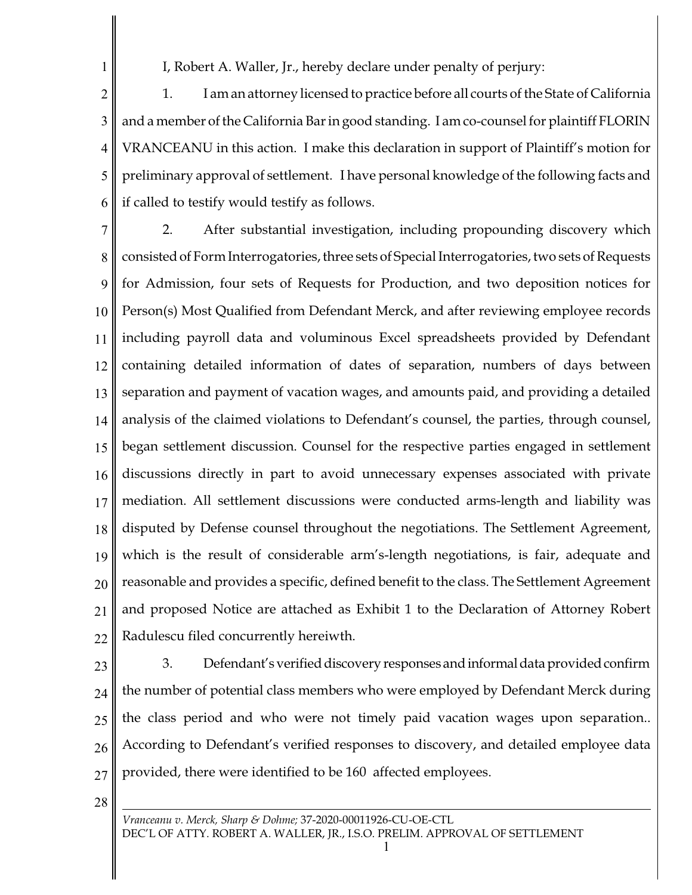I, Robert A. Waller, Jr., hereby declare under penalty of perjury:

1. I am an attorney licensed to practice before all courts of the State of California and a member of the California Bar in good standing. I am co-counsel for plaintiff FLORIN VRANCEANU in this action. I make this declaration in support of Plaintiff's motion for preliminary approval of settlement. I have personal knowledge of the following facts and if called to testify would testify as follows.

2. After substantial investigation, including propounding discovery which consisted of Form Interrogatories, three sets of Special Interrogatories, two sets of Requests for Admission, four sets of Requests for Production, and two deposition notices for Person(s) Most Qualified from Defendant Merck, and after reviewing employee records including payroll data and voluminous Excel spreadsheets provided by Defendant containing detailed information of dates of separation, numbers of days between separation and payment of vacation wages, and amounts paid, and providing a detailed analysis of the claimed violations to Defendant's counsel, the parties, through counsel, began settlement discussion. Counsel for the respective parties engaged in settlement discussions directly in part to avoid unnecessary expenses associated with private mediation. All settlement discussions were conducted arms-length and liability was disputed by Defense counsel throughout the negotiations. The Settlement Agreement, which is the result of considerable arm's-length negotiations, is fair, adequate and reasonable and provides a specific, defined benefit to the class. The Settlement Agreement and proposed Notice are attached as Exhibit 1 to the Declaration of Attorney Robert Radulescu filed concurrently hereiwth.

3. Defendant's verified discovery responses and informal data provided confirm the number of potential class members who were employed by Defendant Merck during the class period and who were not timely paid vacation wages upon separation.. According to Defendant's verified responses to discovery, and detailed employee data provided, there were identified to be 160 affected employees.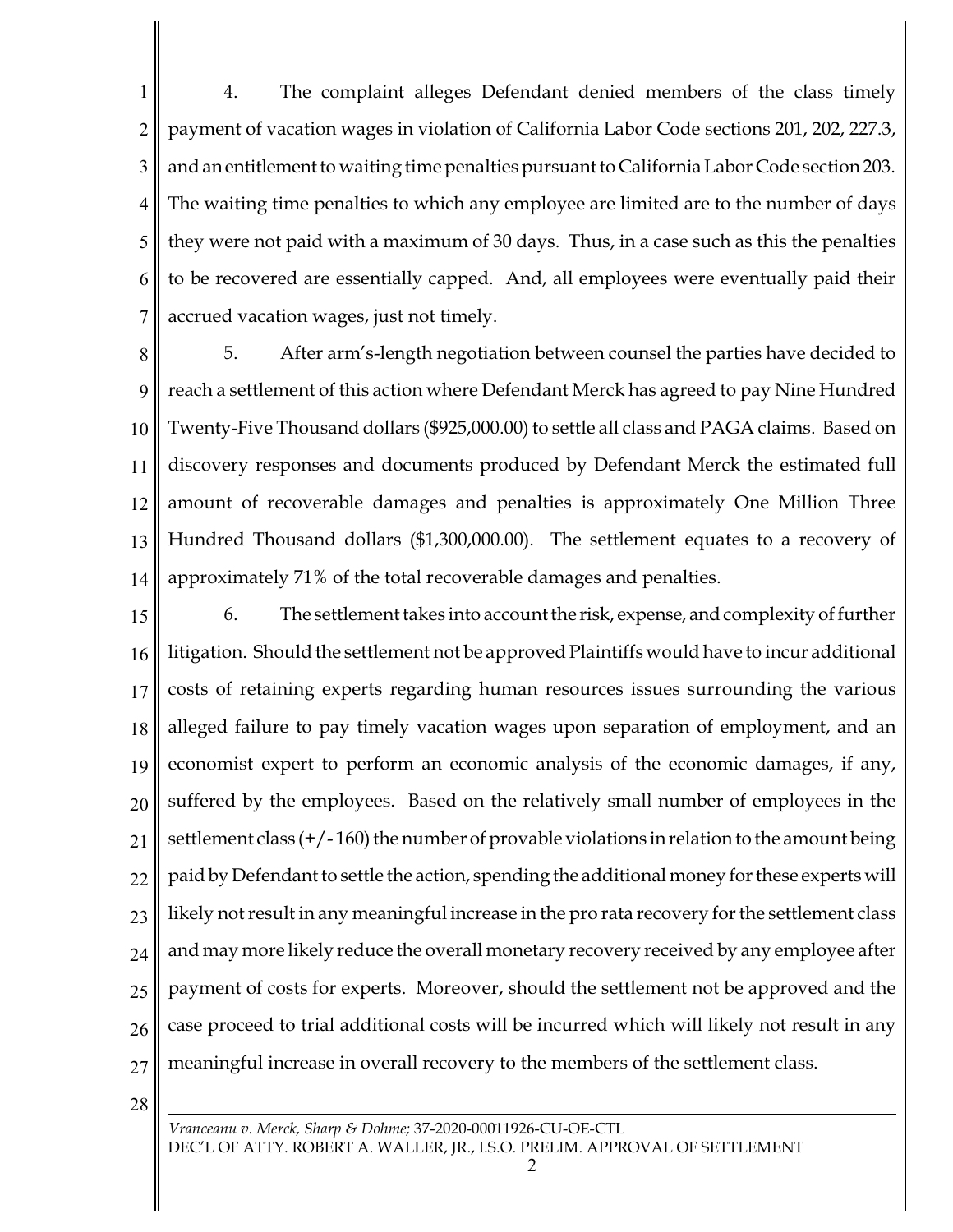4. The complaint alleges Defendant denied members of the class timely payment of vacation wages in violation of California Labor Code sections 201, 202, 227.3, and an entitlement to waiting time penalties pursuant to California Labor Code section 203. The waiting time penalties to which any employee are limited are to the number of days they were not paid with a maximum of 30 days. Thus, in a case such as this the penalties to be recovered are essentially capped. And, all employees were eventually paid their accrued vacation wages, just not timely.

5. After arm's-length negotiation between counsel the parties have decided to reach a settlement of this action where Defendant Merck has agreed to pay Nine Hundred Twenty-Five Thousand dollars ($925,000.00) to settle all class and PAGA claims. Based on discovery responses and documents produced by Defendant Merck the estimated full amount of recoverable damages and penalties is approximately One Million Three Hundred Thousand dollars ($1,300,000.00). The settlement equates to a recovery of approximately 71% of the total recoverable damages and penalties.

6. The settlement takes into account the risk, expense, and complexity of further litigation. Should the settlement not be approved Plaintiffs would have to incur additional costs of retaining experts regarding human resources issues surrounding the various alleged failure to pay timely vacation wages upon separation of employment, and an economist expert to perform an economic analysis of the economic damages, if any, suffered by the employees. Based on the relatively small number of employees in the settlement class (+/-160) the number of provable violations in relation to the amount being paid by Defendant to settle the action, spending the additional money for these experts will likely not result in any meaningful increase in the pro rata recovery for the settlement class and may more likely reduce the overall monetary recovery received by any employee after payment of costs for experts. Moreover, should the settlement not be approved and the case proceed to trial additional costs will be incurred which will likely not result in any meaningful increase in overall recovery to the members of the settlement class.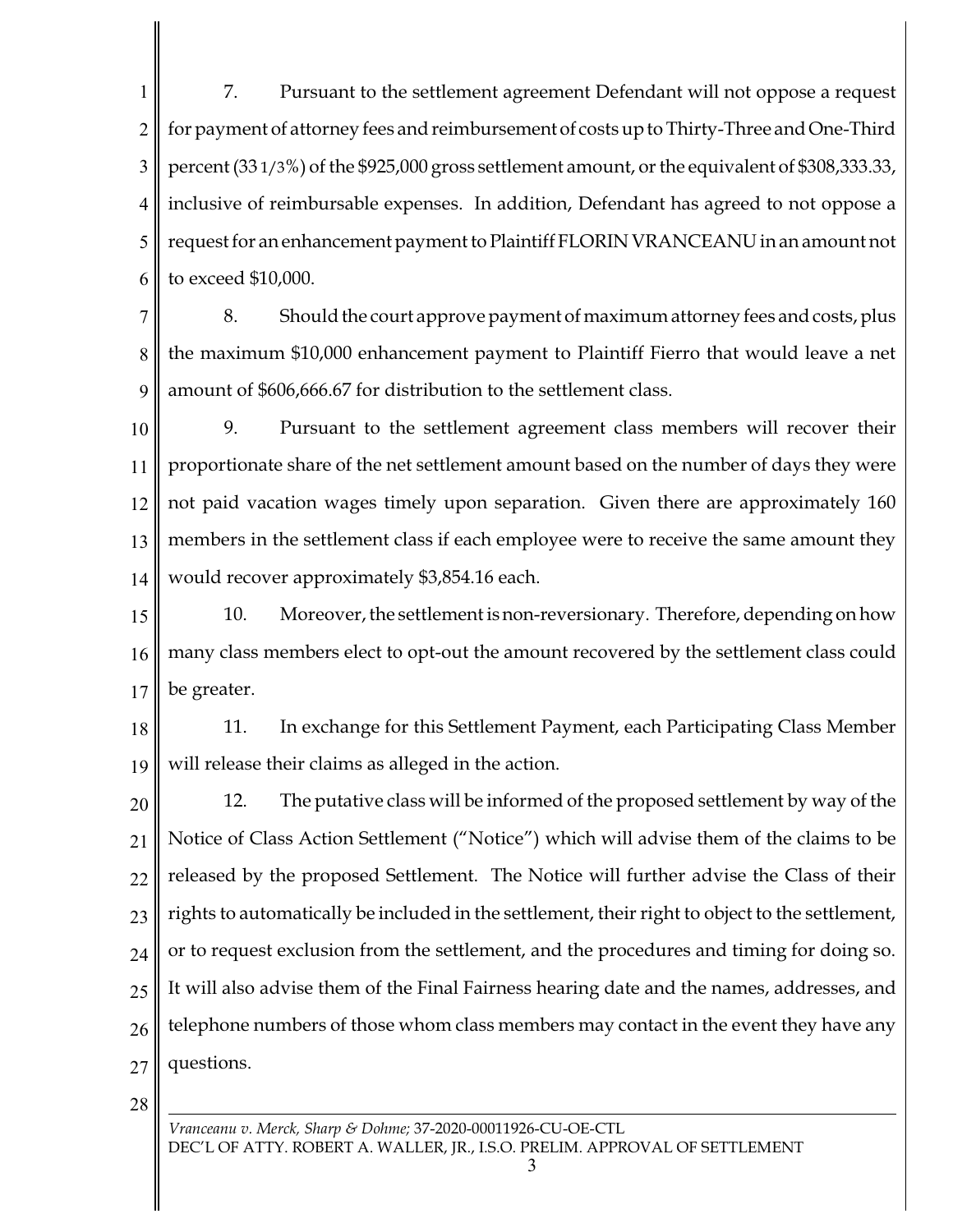7. Pursuant to the settlement agreement Defendant will not oppose a request for payment of attorney fees and reimbursement of costs up to Thirty-Three and One-Third percent (33 1/3%) of the $925,000 gross settlement amount, or the equivalent of $308,333.33, inclusive of reimbursable expenses. In addition, Defendant has agreed to not oppose a request for an enhancement payment to Plaintiff FLORIN VRANCEANU in an amount not to exceed $10,000.

8. Should the court approve payment of maximum attorney fees and costs, plus the maximum $10,000 enhancement payment to Plaintiff Fierro that would leave a net amount of $606,666.67 for distribution to the settlement class.

9. Pursuant to the settlement agreement class members will recover their proportionate share of the net settlement amount based on the number of days they were not paid vacation wages timely upon separation. Given there are approximately 160 members in the settlement class if each employee were to receive the same amount they would recover approximately $3,854.16 each.

10. Moreover, the settlement is non-reversionary. Therefore, depending on how many class members elect to opt-out the amount recovered by the settlement class could be greater.

11. In exchange for this Settlement Payment, each Participating Class Member will release their claims as alleged in the action.

12. The putative class will be informed of the proposed settlement by way of the Notice of Class Action Settlement ("Notice") which will advise them of the claims to be released by the proposed Settlement. The Notice will further advise the Class of their rights to automatically be included in the settlement, their right to object to the settlement, or to request exclusion from the settlement, and the procedures and timing for doing so. It will also advise them of the Final Fairness hearing date and the names, addresses, and telephone numbers of those whom class members may contact in the event they have any questions.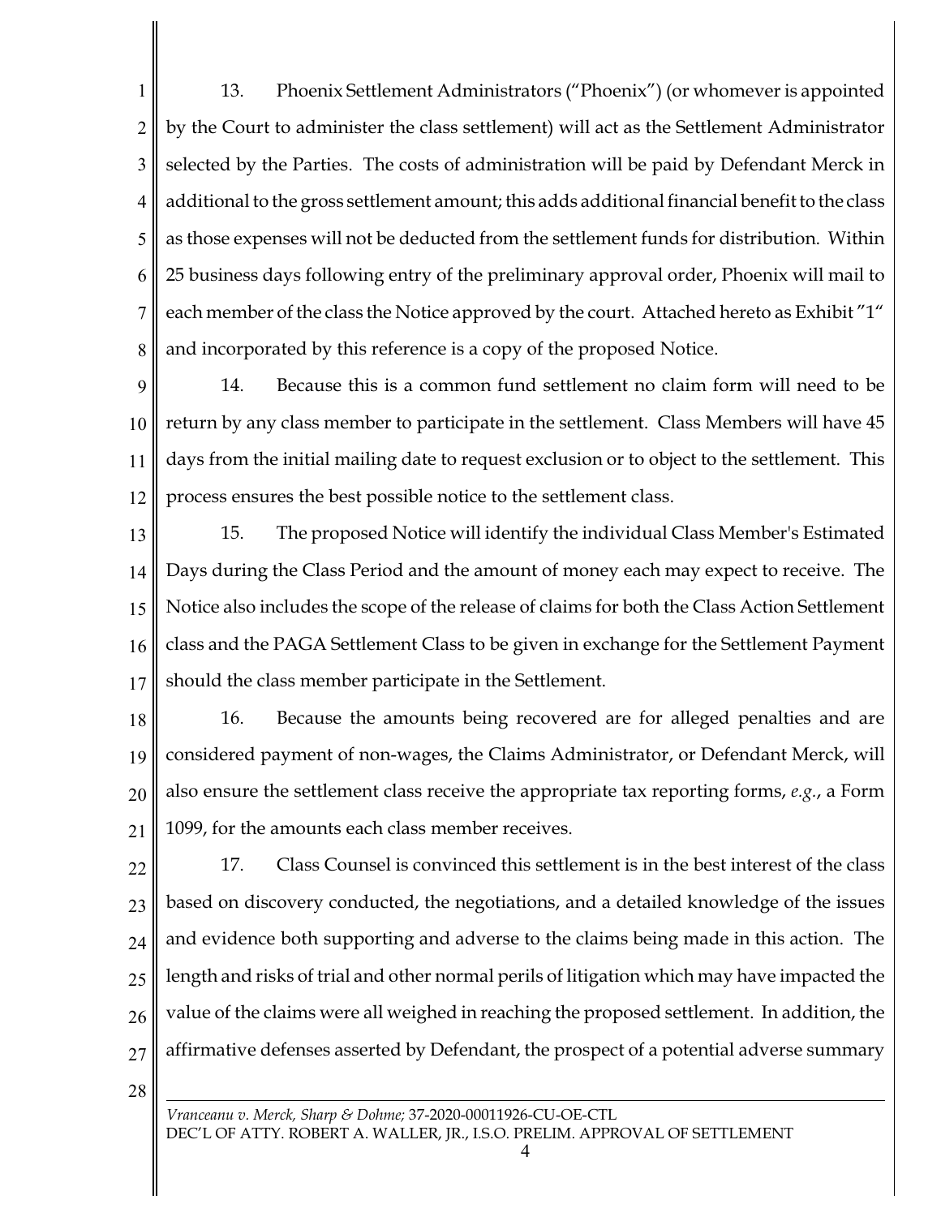13. Phoenix Settlement Administrators ("Phoenix") (or whomever is appointed by the Court to administer the class settlement) will act as the Settlement Administrator selected by the Parties. The costs of administration will be paid by Defendant Merck in additional to the gross settlement amount; this adds additional financial benefit to the class as those expenses will not be deducted from the settlement funds for distribution. Within 25 business days following entry of the preliminary approval order, Phoenix will mail to each member of the class the Notice approved by the court. Attached hereto as Exhibit "1" and incorporated by this reference is a copy of the proposed Notice.

14. Because this is a common fund settlement no claim form will need to be return by any class member to participate in the settlement. Class Members will have 45 days from the initial mailing date to request exclusion or to object to the settlement. This process ensures the best possible notice to the settlement class.

15. The proposed Notice will identify the individual Class Member's Estimated Days during the Class Period and the amount of money each may expect to receive. The Notice also includes the scope of the release of claims for both the Class Action Settlement class and the PAGA Settlement Class to be given in exchange for the Settlement Payment should the class member participate in the Settlement.

16. Because the amounts being recovered are for alleged penalties and are considered payment of non-wages, the Claims Administrator, or Defendant Merck, will also ensure the settlement class receive the appropriate tax reporting forms, *e.g.*, a Form 1099, for the amounts each class member receives.

17. Class Counsel is convinced this settlement is in the best interest of the class based on discovery conducted, the negotiations, and a detailed knowledge of the issues and evidence both supporting and adverse to the claims being made in this action. The length and risks of trial and other normal perils of litigation which may have impacted the value of the claims were all weighed in reaching the proposed settlement. In addition, the affirmative defenses asserted by Defendant, the prospect of a potential adverse summary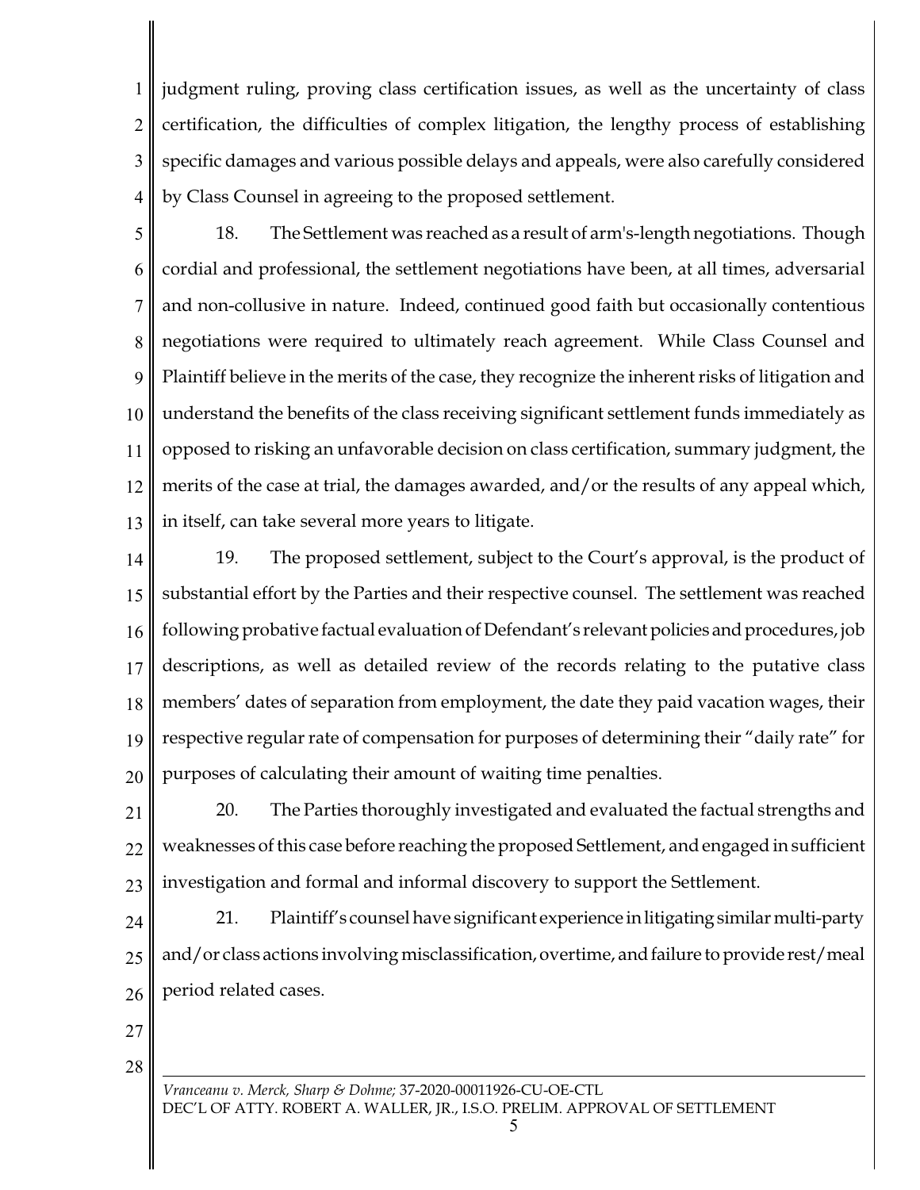judgment ruling, proving class certification issues, as well as the uncertainty of class certification, the difficulties of complex litigation, the lengthy process of establishing specific damages and various possible delays and appeals, were also carefully considered by Class Counsel in agreeing to the proposed settlement.

18. The Settlement was reached as a result of arm's-length negotiations. Though cordial and professional, the settlement negotiations have been, at all times, adversarial and non-collusive in nature. Indeed, continued good faith but occasionally contentious negotiations were required to ultimately reach agreement. While Class Counsel and Plaintiff believe in the merits of the case, they recognize the inherent risks of litigation and understand the benefits of the class receiving significant settlement funds immediately as opposed to risking an unfavorable decision on class certification, summary judgment, the merits of the case at trial, the damages awarded, and/or the results of any appeal which, in itself, can take several more years to litigate.

19. The proposed settlement, subject to the Court's approval, is the product of substantial effort by the Parties and their respective counsel. The settlement was reached following probative factual evaluation of Defendant's relevant policies and procedures, job descriptions, as well as detailed review of the records relating to the putative class members' dates of separation from employment, the date they paid vacation wages, their respective regular rate of compensation for purposes of determining their "daily rate" for purposes of calculating their amount of waiting time penalties.

20. The Parties thoroughly investigated and evaluated the factual strengths and weaknesses of this case before reaching the proposed Settlement, and engaged in sufficient investigation and formal and informal discovery to support the Settlement.

21. Plaintiff's counsel have significant experience in litigating similar multi-party and/or class actions involving misclassification, overtime, and failure to provide rest/meal period related cases.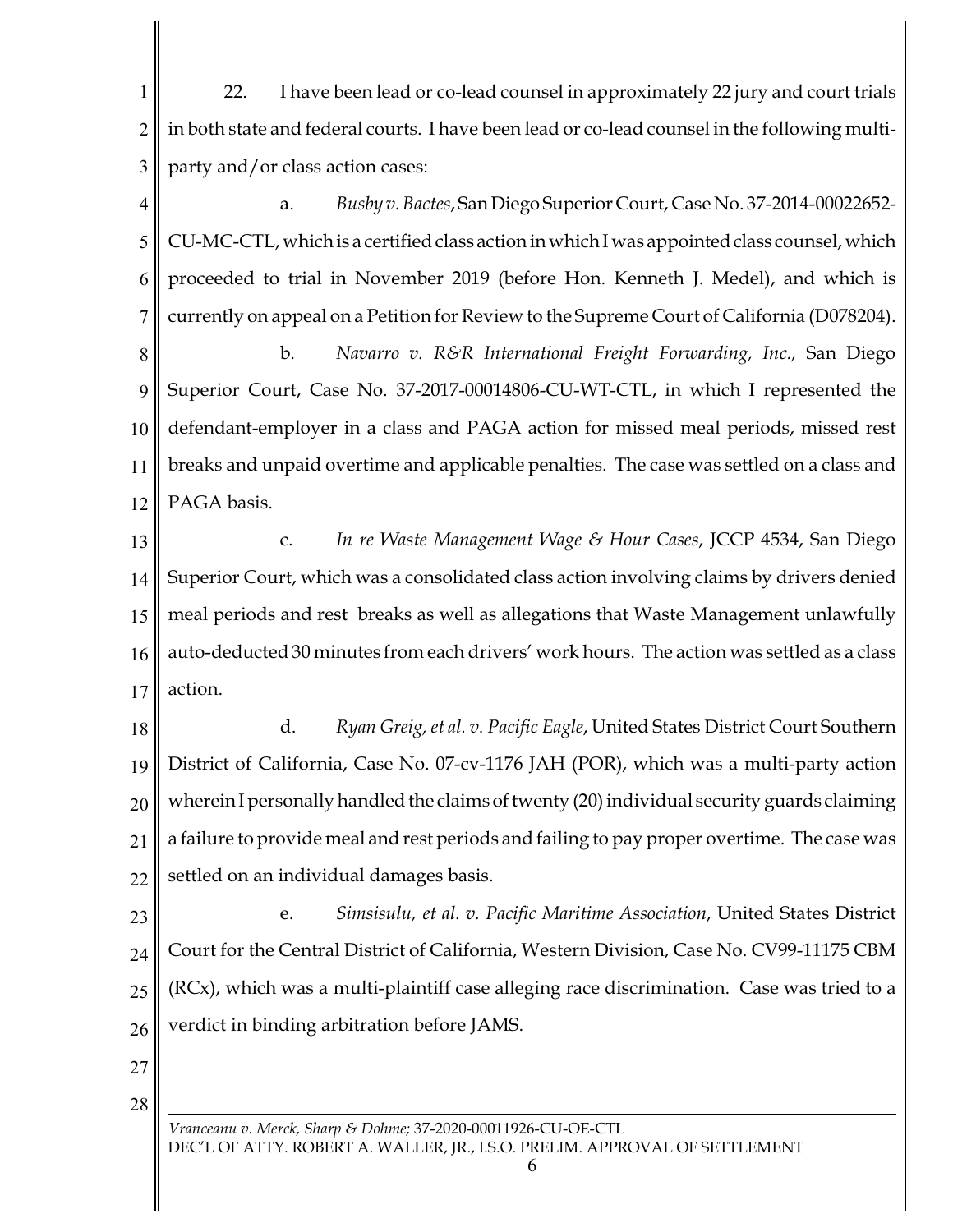22. I have been lead or co-lead counsel in approximately 22 jury and court trials in both state and federal courts. I have been lead or co-lead counsel in the following multi-party and/or class action cases:

a. *Busby v. Bactes*, San Diego Superior Court, Case No. 37-2014-00022652-CU-MC-CTL, which is a certified class action in which I was appointed class counsel, which proceeded to trial in November 2019 (before Hon. Kenneth J. Medel), and which is currently on appeal on a Petition for Review to the Supreme Court of California (D078204).

b. *Navarro v. R&R International Freight Forwarding, Inc.,* San Diego Superior Court, Case No. 37-2017-00014806-CU-WT-CTL, in which I represented the defendant-employer in a class and PAGA action for missed meal periods, missed rest breaks and unpaid overtime and applicable penalties. The case was settled on a class and PAGA basis.

c. *In re Waste Management Wage & Hour Cases*, JCCP 4534, San Diego Superior Court, which was a consolidated class action involving claims by drivers denied meal periods and rest breaks as well as allegations that Waste Management unlawfully auto-deducted 30 minutes from each drivers' work hours. The action was settled as a class action.

d. *Ryan Greig, et al. v. Pacific Eagle*, United States District Court Southern District of California, Case No. 07-cv-1176 JAH (POR), which was a multi-party action wherein I personally handled the claims of twenty (20) individual security guards claiming a failure to provide meal and rest periods and failing to pay proper overtime. The case was settled on an individual damages basis.

e. *Simsisulu, et al. v. Pacific Maritime Association*, United States District Court for the Central District of California, Western Division, Case No. CV99-11175 CBM (RCx), which was a multi-plaintiff case alleging race discrimination. Case was tried to a verdict in binding arbitration before JAMS.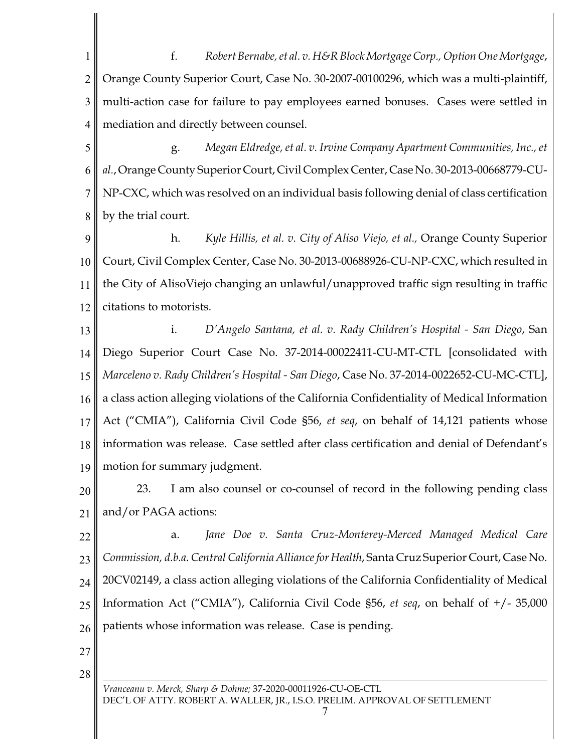f. *Robert Bernabe, et al. v. H&R Block Mortgage Corp., Option One Mortgage*, Orange County Superior Court, Case No. 30-2007-00100296, which was a multi-plaintiff, multi-action case for failure to pay employees earned bonuses. Cases were settled in mediation and directly between counsel.

g. *Megan Eldredge, et al. v. Irvine Company Apartment Communities, Inc., et al.*, Orange County Superior Court, Civil Complex Center, Case No. 30-2013-00668779-CU-NP-CXC, which was resolved on an individual basis following denial of class certification by the trial court.

h. *Kyle Hillis, et al. v. City of Aliso Viejo, et al.,* Orange County Superior Court, Civil Complex Center, Case No. 30-2013-00688926-CU-NP-CXC, which resulted in the City of AlisoViejo changing an unlawful/unapproved traffic sign resulting in traffic citations to motorists.

i. *D'Angelo Santana, et al. v. Rady Children's Hospital - San Diego*, San Diego Superior Court Case No. 37-2014-00022411-CU-MT-CTL [consolidated with *Marceleno v. Rady Children's Hospital - San Diego*, Case No. 37-2014-0022652-CU-MC-CTL], a class action alleging violations of the California Confidentiality of Medical Information Act ("CMIA"), California Civil Code §56, *et seq*, on behalf of 14,121 patients whose information was release. Case settled after class certification and denial of Defendant's motion for summary judgment.

23. I am also counsel or co-counsel of record in the following pending class and/or PAGA actions:

a. *Jane Doe v. Santa Cruz-Monterey-Merced Managed Medical Care Commission, d.b.a. Central California Alliance for Health*, Santa Cruz Superior Court, Case No. 20CV02149, a class action alleging violations of the California Confidentiality of Medical Information Act ("CMIA"), California Civil Code §56, *et seq*, on behalf of +/- 35,000 patients whose information was release. Case is pending.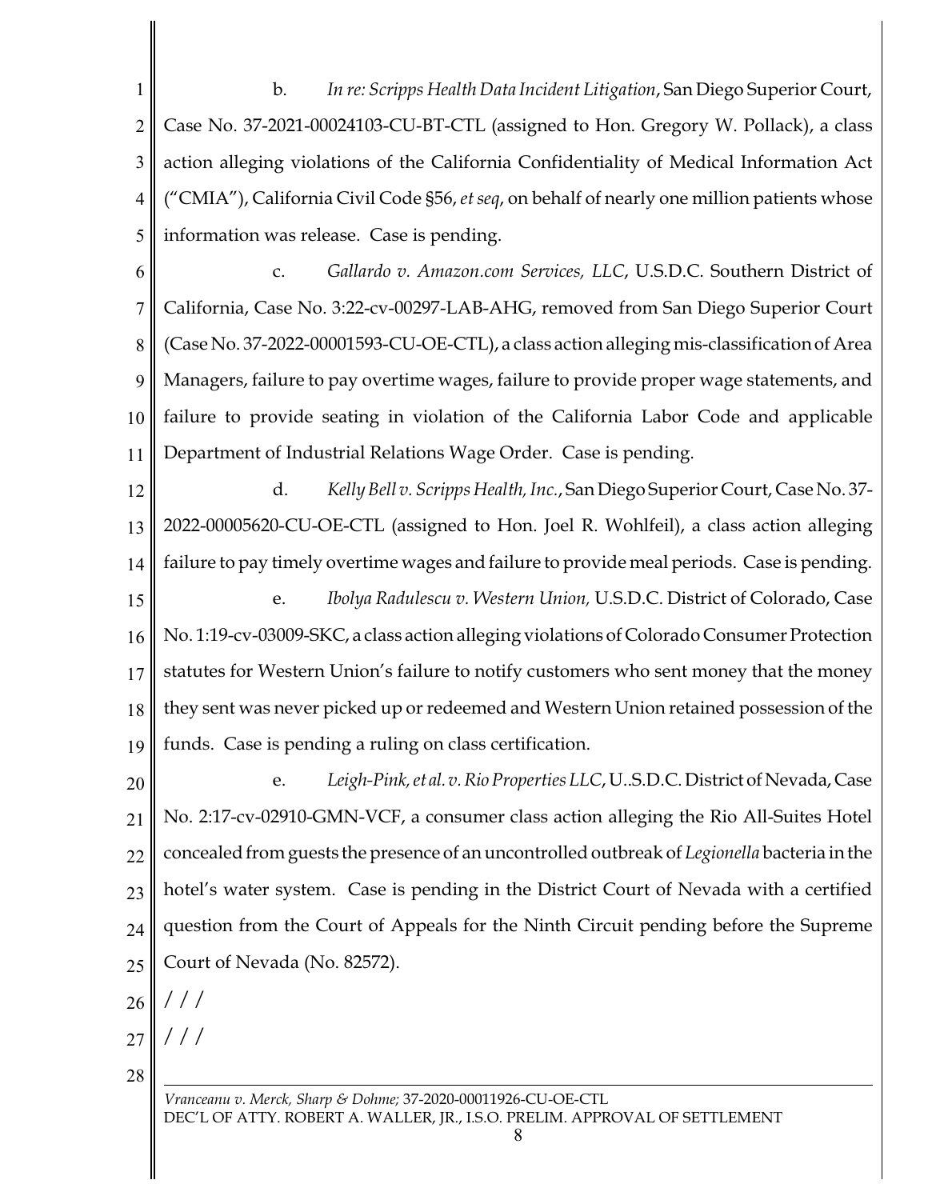b. *In re: Scripps Health Data Incident Litigation*, San Diego Superior Court, Case No. 37-2021-00024103-CU-BT-CTL (assigned to Hon. Gregory W. Pollack), a class action alleging violations of the California Confidentiality of Medical Information Act ("CMIA"), California Civil Code §56, *et seq*, on behalf of nearly one million patients whose information was release. Case is pending.

c. *Gallardo v. Amazon.com Services, LLC*, U.S.D.C. Southern District of California, Case No. 3:22-cv-00297-LAB-AHG, removed from San Diego Superior Court (Case No. 37-2022-00001593-CU-OE-CTL), a class action alleging mis-classification of Area Managers, failure to pay overtime wages, failure to provide proper wage statements, and failure to provide seating in violation of the California Labor Code and applicable Department of Industrial Relations Wage Order. Case is pending.

d. *Kelly Bell v. Scripps Health, Inc.*, San Diego Superior Court, Case No. 37-2022-00005620-CU-OE-CTL (assigned to Hon. Joel R. Wohlfeil), a class action alleging failure to pay timely overtime wages and failure to provide meal periods. Case is pending.

e. *Ibolya Radulescu v. Western Union,* U.S.D.C. District of Colorado, Case No. 1:19-cv-03009-SKC, a class action alleging violations of Colorado Consumer Protection statutes for Western Union's failure to notify customers who sent money that the money they sent was never picked up or redeemed and Western Union retained possession of the funds. Case is pending a ruling on class certification.

e. *Leigh-Pink, et al. v. Rio Properties LLC*, U..S.D.C. District of Nevada, Case No. 2:17-cv-02910-GMN-VCF, a consumer class action alleging the Rio All-Suites Hotel concealed from guests the presence of an uncontrolled outbreak of *Legionella* bacteria in the hotel's water system. Case is pending in the District Court of Nevada with a certified question from the Court of Appeals for the Ninth Circuit pending before the Supreme Court of Nevada (No. 82572).

/ / /

/ / /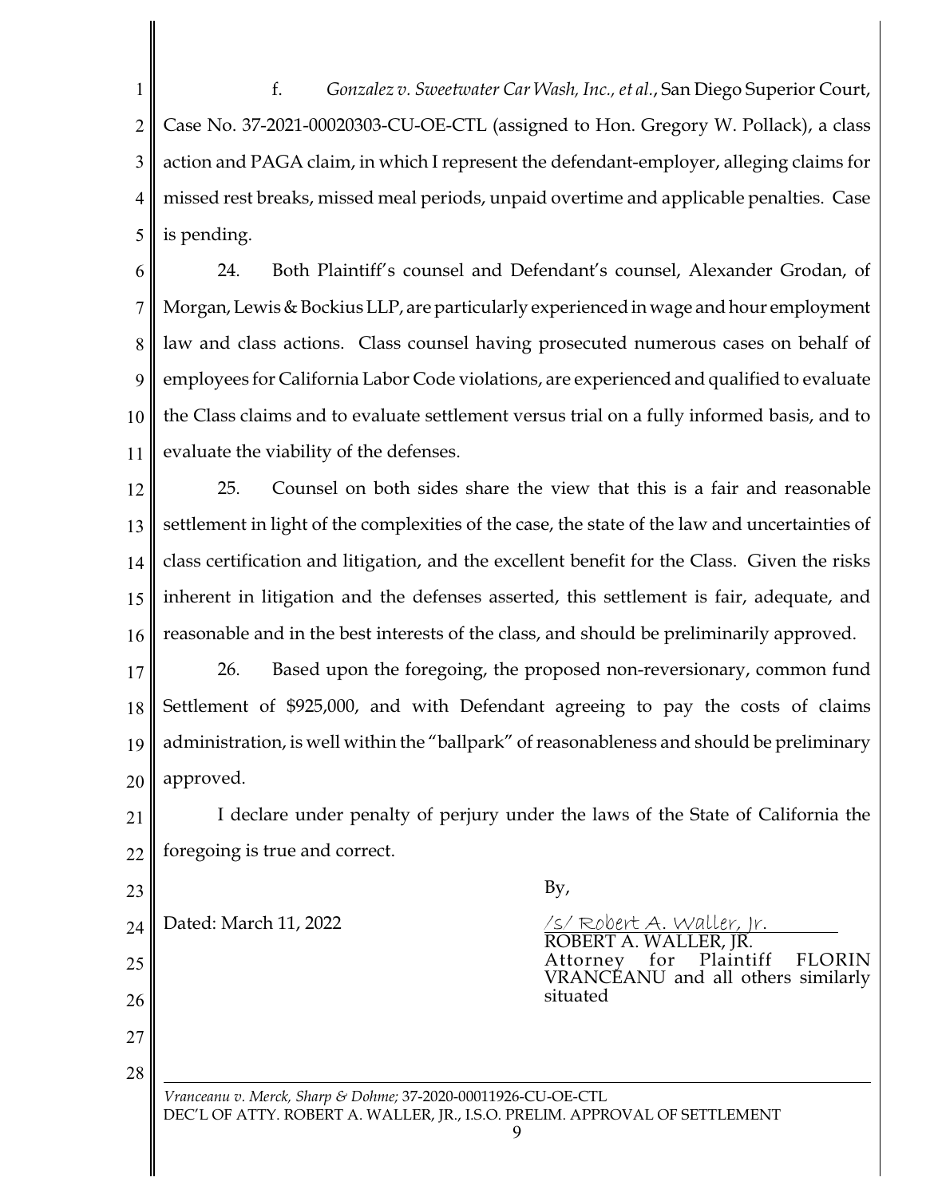f. *Gonzalez v. Sweetwater Car Wash, Inc., et al.*, San Diego Superior Court, Case No. 37-2021-00020303-CU-OE-CTL (assigned to Hon. Gregory W. Pollack), a class action and PAGA claim, in which I represent the defendant-employer, alleging claims for missed rest breaks, missed meal periods, unpaid overtime and applicable penalties. Case is pending.

24. Both Plaintiff's counsel and Defendant's counsel, Alexander Grodan, of Morgan, Lewis & Bockius LLP, are particularly experienced in wage and hour employment law and class actions. Class counsel having prosecuted numerous cases on behalf of employees for California Labor Code violations, are experienced and qualified to evaluate the Class claims and to evaluate settlement versus trial on a fully informed basis, and to evaluate the viability of the defenses.

25. Counsel on both sides share the view that this is a fair and reasonable settlement in light of the complexities of the case, the state of the law and uncertainties of class certification and litigation, and the excellent benefit for the Class. Given the risks inherent in litigation and the defenses asserted, this settlement is fair, adequate, and reasonable and in the best interests of the class, and should be preliminarily approved.

26. Based upon the foregoing, the proposed non-reversionary, common fund Settlement of $925,000, and with Defendant agreeing to pay the costs of claims administration, is well within the "ballpark" of reasonableness and should be preliminary approved.

I declare under penalty of perjury under the laws of the State of California the foregoing is true and correct.

Dated: March 11, 2022

By,

/s/ Robert A. Waller, Jr.
ROBERT A. WALLER, JR.
Attorney for Plaintiff FLORIN VRANCEANU and all others similarly situated

*Vranceanu v. Merck, Sharp & Dohme;* 37-2020-00011926-CU-OE-CTL
DEC'L OF ATTY. ROBERT A. WALLER, JR., I.S.O. PRELIM. APPROVAL OF SETTLEMENT